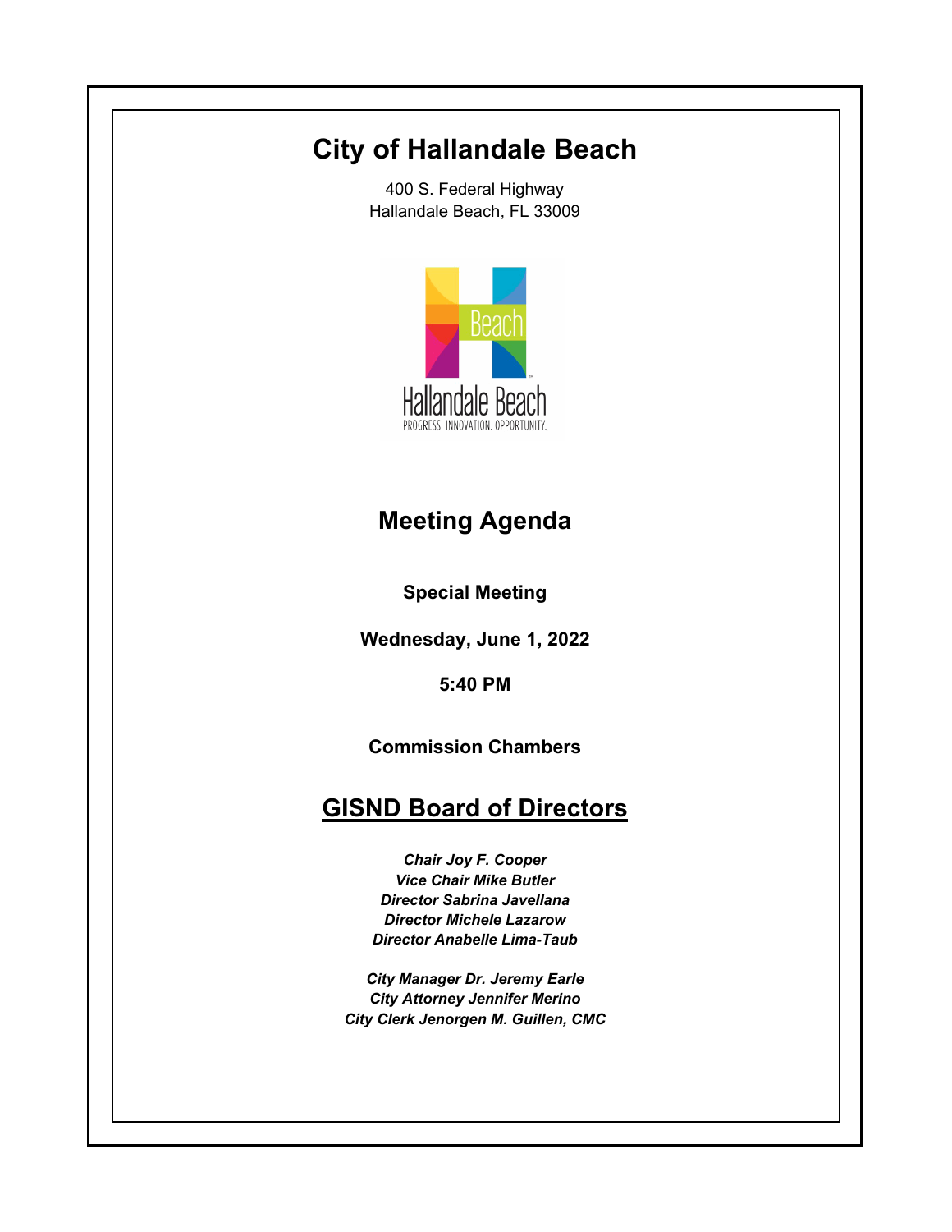# City of Hallandale Beach

400 S. Federal Highway
Hallandale Beach, FL 33009

## Meeting Agenda

**Special Meeting**

**Wednesday, June 1, 2022**

**5:40 PM**

**Commission Chambers**

## GISND Board of Directors

***Chair Joy F. Cooper***
***Vice Chair Mike Butler***
***Director Sabrina Javellana***
***Director Michele Lazarow***
***Director Anabelle Lima-Taub***

***City Manager Dr. Jeremy Earle***
***City Attorney Jennifer Merino***
***City Clerk Jenorgen M. Guillen, CMC***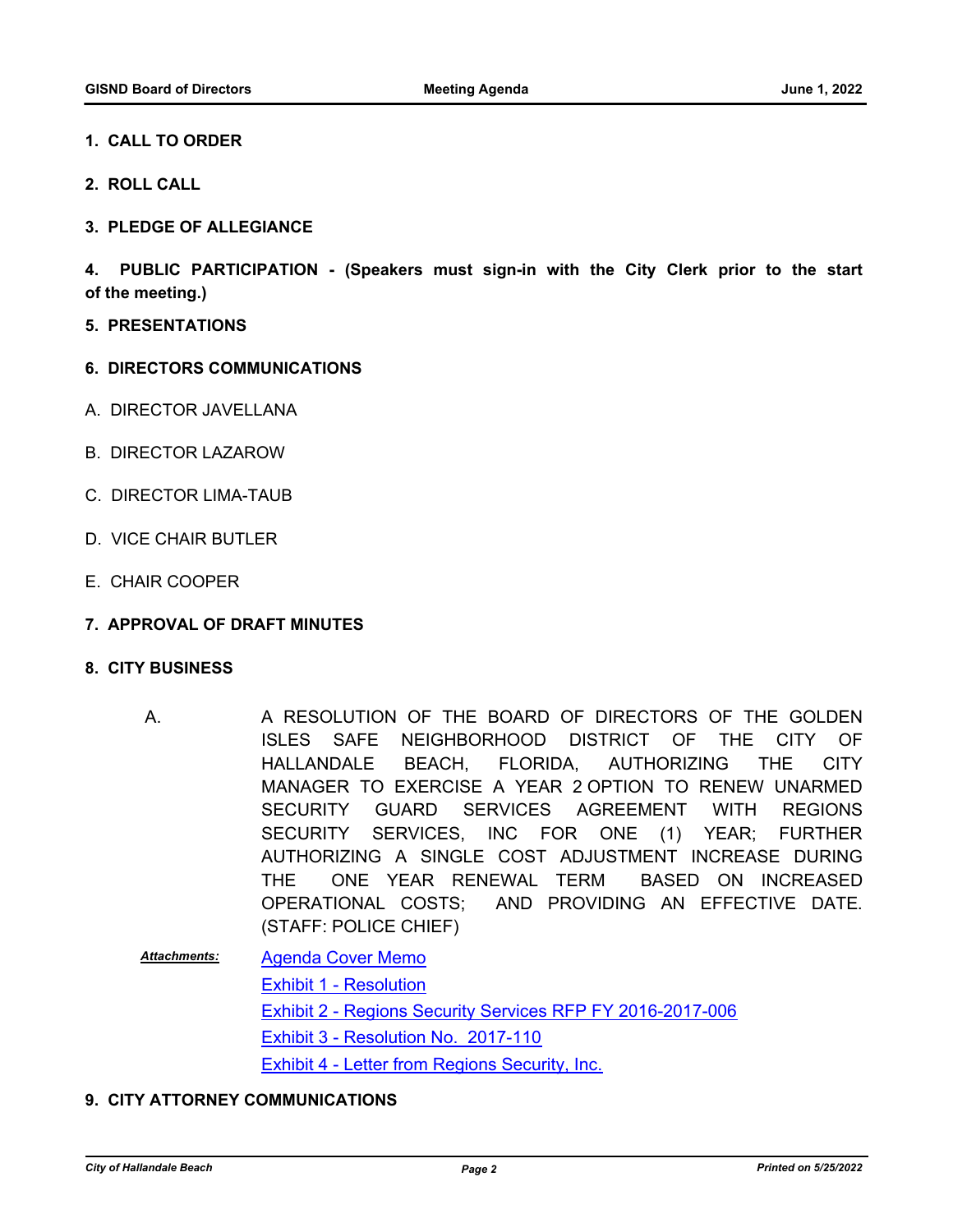## 1. CALL TO ORDER

## 2. ROLL CALL

## 3. PLEDGE OF ALLEGIANCE

## 4. PUBLIC PARTICIPATION - (Speakers must sign-in with the City Clerk prior to the start of the meeting.)

## 5. PRESENTATIONS

## 6. DIRECTORS COMMUNICATIONS

A. DIRECTOR JAVELLANA

B. DIRECTOR LAZAROW

C. DIRECTOR LIMA-TAUB

D. VICE CHAIR BUTLER

E. CHAIR COOPER

## 7. APPROVAL OF DRAFT MINUTES

## 8. CITY BUSINESS

A. A RESOLUTION OF THE BOARD OF DIRECTORS OF THE GOLDEN ISLES SAFE NEIGHBORHOOD DISTRICT OF THE CITY OF HALLANDALE BEACH, FLORIDA, AUTHORIZING THE CITY MANAGER TO EXERCISE A YEAR 2 OPTION TO RENEW UNARMED SECURITY GUARD SERVICES AGREEMENT WITH REGIONS SECURITY SERVICES, INC FOR ONE (1) YEAR; FURTHER AUTHORIZING A SINGLE COST ADJUSTMENT INCREASE DURING THE ONE YEAR RENEWAL TERM BASED ON INCREASED OPERATIONAL COSTS; AND PROVIDING AN EFFECTIVE DATE. (STAFF: POLICE CHIEF)

***Attachments:***
- Agenda Cover Memo
- Exhibit 1 - Resolution
- Exhibit 2 - Regions Security Services RFP FY 2016-2017-006
- Exhibit 3 - Resolution No. 2017-110
- Exhibit 4 - Letter from Regions Security, Inc.

## 9. CITY ATTORNEY COMMUNICATIONS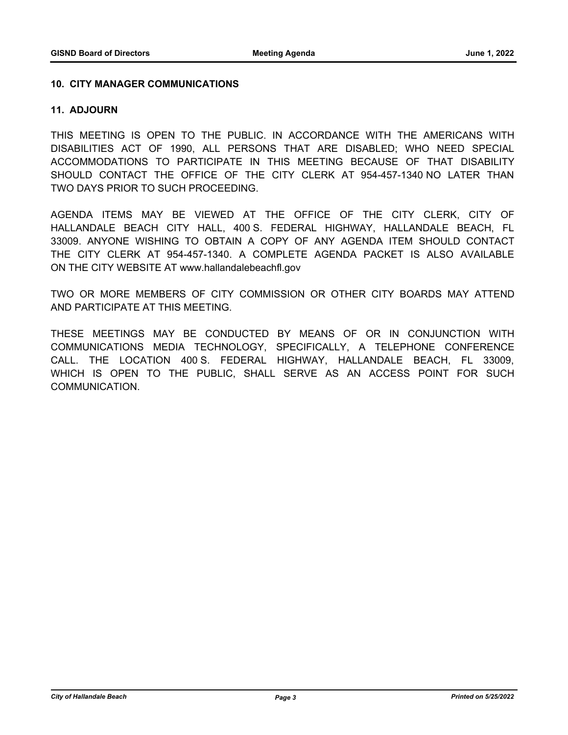**10. CITY MANAGER COMMUNICATIONS**

**11. ADJOURN**

THIS MEETING IS OPEN TO THE PUBLIC. IN ACCORDANCE WITH THE AMERICANS WITH DISABILITIES ACT OF 1990, ALL PERSONS THAT ARE DISABLED; WHO NEED SPECIAL ACCOMMODATIONS TO PARTICIPATE IN THIS MEETING BECAUSE OF THAT DISABILITY SHOULD CONTACT THE OFFICE OF THE CITY CLERK AT 954-457-1340 NO LATER THAN TWO DAYS PRIOR TO SUCH PROCEEDING.

AGENDA ITEMS MAY BE VIEWED AT THE OFFICE OF THE CITY CLERK, CITY OF HALLANDALE BEACH CITY HALL, 400 S. FEDERAL HIGHWAY, HALLANDALE BEACH, FL 33009. ANYONE WISHING TO OBTAIN A COPY OF ANY AGENDA ITEM SHOULD CONTACT THE CITY CLERK AT 954-457-1340. A COMPLETE AGENDA PACKET IS ALSO AVAILABLE ON THE CITY WEBSITE AT www.hallandalebeachfl.gov

TWO OR MORE MEMBERS OF CITY COMMISSION OR OTHER CITY BOARDS MAY ATTEND AND PARTICIPATE AT THIS MEETING.

THESE MEETINGS MAY BE CONDUCTED BY MEANS OF OR IN CONJUNCTION WITH COMMUNICATIONS MEDIA TECHNOLOGY, SPECIFICALLY, A TELEPHONE CONFERENCE CALL. THE LOCATION 400 S. FEDERAL HIGHWAY, HALLANDALE BEACH, FL 33009, WHICH IS OPEN TO THE PUBLIC, SHALL SERVE AS AN ACCESS POINT FOR SUCH COMMUNICATION.